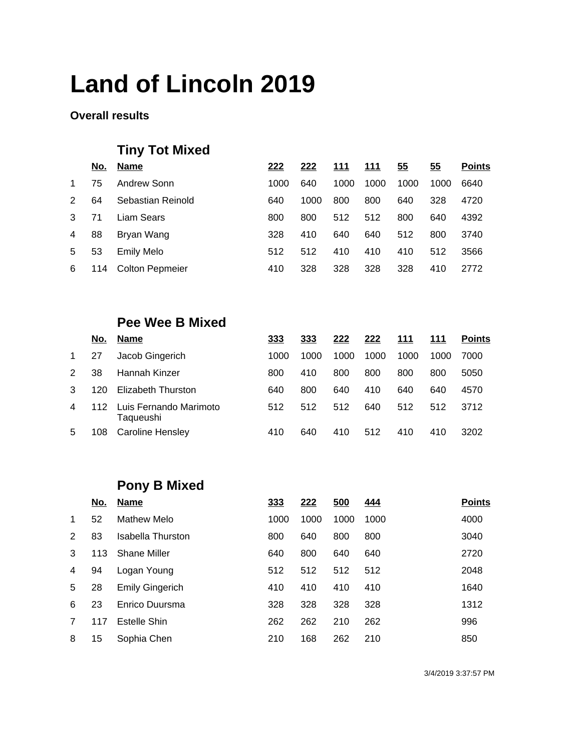# Land of Lincoln 2019

**Overall results**

## Tiny Tot Mixed

| | No. | Name | 222 | 222 | 111 | 111 | 55 | 55 | Points |
|---|---|---|---|---|---|---|---|---|---|
| 1 | 75 | Andrew Sonn | 1000 | 640 | 1000 | 1000 | 1000 | 1000 | 6640 |
| 2 | 64 | Sebastian Reinold | 640 | 1000 | 800 | 800 | 640 | 328 | 4720 |
| 3 | 71 | Liam Sears | 800 | 800 | 512 | 512 | 800 | 640 | 4392 |
| 4 | 88 | Bryan Wang | 328 | 410 | 640 | 640 | 512 | 800 | 3740 |
| 5 | 53 | Emily Melo | 512 | 512 | 410 | 410 | 410 | 512 | 3566 |
| 6 | 114 | Colton Pepmeier | 410 | 328 | 328 | 328 | 328 | 410 | 2772 |

## Pee Wee B Mixed

| | No. | Name | 333 | 333 | 222 | 222 | 111 | 111 | Points |
|---|---|---|---|---|---|---|---|---|---|
| 1 | 27 | Jacob Gingerich | 1000 | 1000 | 1000 | 1000 | 1000 | 1000 | 7000 |
| 2 | 38 | Hannah Kinzer | 800 | 410 | 800 | 800 | 800 | 800 | 5050 |
| 3 | 120 | Elizabeth Thurston | 640 | 800 | 640 | 410 | 640 | 640 | 4570 |
| 4 | 112 | Luis Fernando Marimoto Taqueushi | 512 | 512 | 512 | 640 | 512 | 512 | 3712 |
| 5 | 108 | Caroline Hensley | 410 | 640 | 410 | 512 | 410 | 410 | 3202 |

## Pony B Mixed

| | No. | Name | 333 | 222 | 500 | 444 | Points |
|---|---|---|---|---|---|---|---|
| 1 | 52 | Mathew Melo | 1000 | 1000 | 1000 | 1000 | 4000 |
| 2 | 83 | Isabella Thurston | 800 | 640 | 800 | 800 | 3040 |
| 3 | 113 | Shane Miller | 640 | 800 | 640 | 640 | 2720 |
| 4 | 94 | Logan Young | 512 | 512 | 512 | 512 | 2048 |
| 5 | 28 | Emily Gingerich | 410 | 410 | 410 | 410 | 1640 |
| 6 | 23 | Enrico Duursma | 328 | 328 | 328 | 328 | 1312 |
| 7 | 117 | Estelle Shin | 262 | 262 | 210 | 262 | 996 |
| 8 | 15 | Sophia Chen | 210 | 168 | 262 | 210 | 850 |

3/4/2019 3:37:57 PM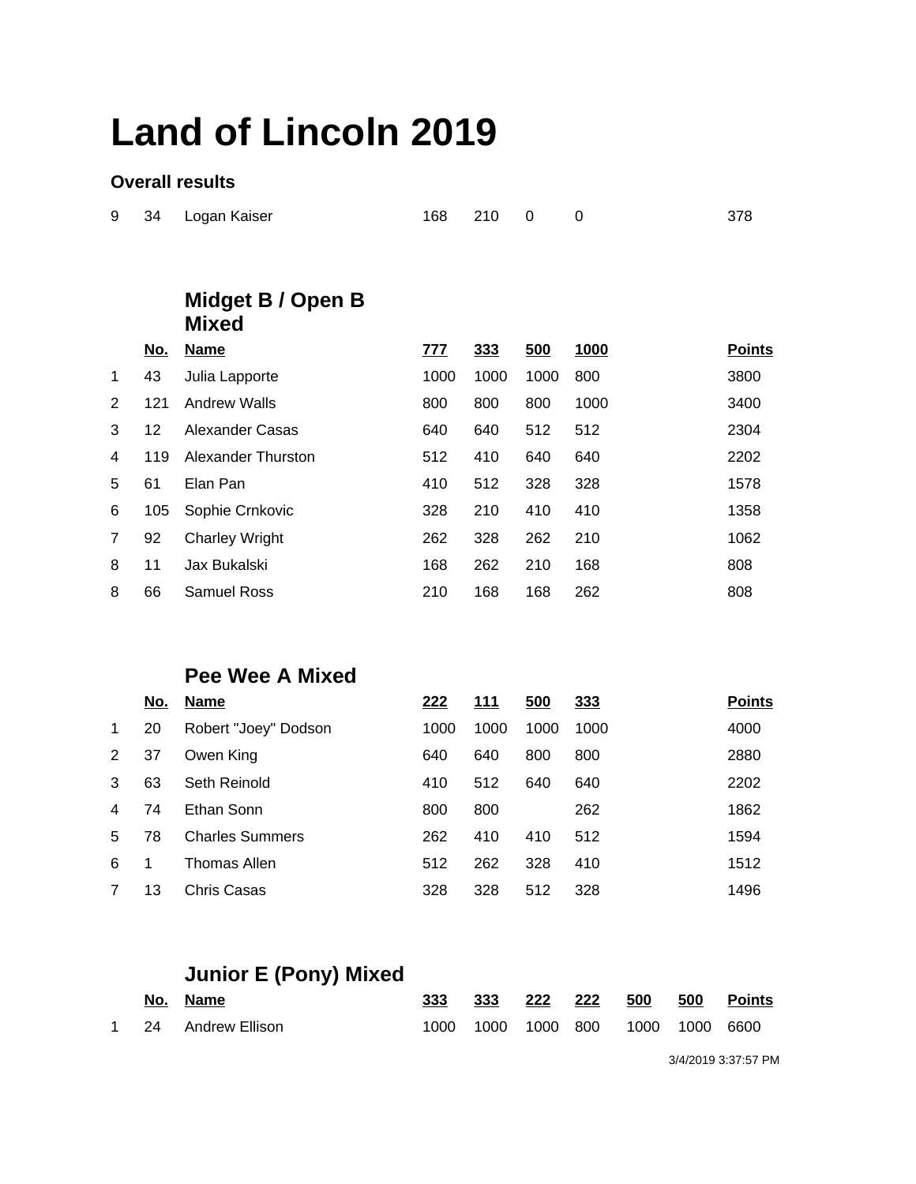# Land of Lincoln 2019

### Overall results

| | | | | | | | |
|---|---|---|---|---|---|---|---|
| 9 | 34 | Logan Kaiser | 168 | 210 | 0 | 0 | 378 |

## Midget B / Open B Mixed

| | No. | Name | 777 | 333 | 500 | 1000 | Points |
|---|---|---|---|---|---|---|---|
| 1 | 43 | Julia Lapporte | 1000 | 1000 | 1000 | 800 | 3800 |
| 2 | 121 | Andrew Walls | 800 | 800 | 800 | 1000 | 3400 |
| 3 | 12 | Alexander Casas | 640 | 640 | 512 | 512 | 2304 |
| 4 | 119 | Alexander Thurston | 512 | 410 | 640 | 640 | 2202 |
| 5 | 61 | Elan Pan | 410 | 512 | 328 | 328 | 1578 |
| 6 | 105 | Sophie Crnkovic | 328 | 210 | 410 | 410 | 1358 |
| 7 | 92 | Charley Wright | 262 | 328 | 262 | 210 | 1062 |
| 8 | 11 | Jax Bukalski | 168 | 262 | 210 | 168 | 808 |
| 8 | 66 | Samuel Ross | 210 | 168 | 168 | 262 | 808 |

## Pee Wee A Mixed

| | No. | Name | 222 | 111 | 500 | 333 | Points |
|---|---|---|---|---|---|---|---|
| 1 | 20 | Robert "Joey" Dodson | 1000 | 1000 | 1000 | 1000 | 4000 |
| 2 | 37 | Owen King | 640 | 640 | 800 | 800 | 2880 |
| 3 | 63 | Seth Reinold | 410 | 512 | 640 | 640 | 2202 |
| 4 | 74 | Ethan Sonn | 800 | 800 | | 262 | 1862 |
| 5 | 78 | Charles Summers | 262 | 410 | 410 | 512 | 1594 |
| 6 | 1 | Thomas Allen | 512 | 262 | 328 | 410 | 1512 |
| 7 | 13 | Chris Casas | 328 | 328 | 512 | 328 | 1496 |

## Junior E (Pony) Mixed

| | No. | Name | 333 | 333 | 222 | 222 | 500 | 500 | Points |
|---|---|---|---|---|---|---|---|---|---|
| 1 | 24 | Andrew Ellison | 1000 | 1000 | 1000 | 800 | 1000 | 1000 | 6600 |

3/4/2019 3:37:57 PM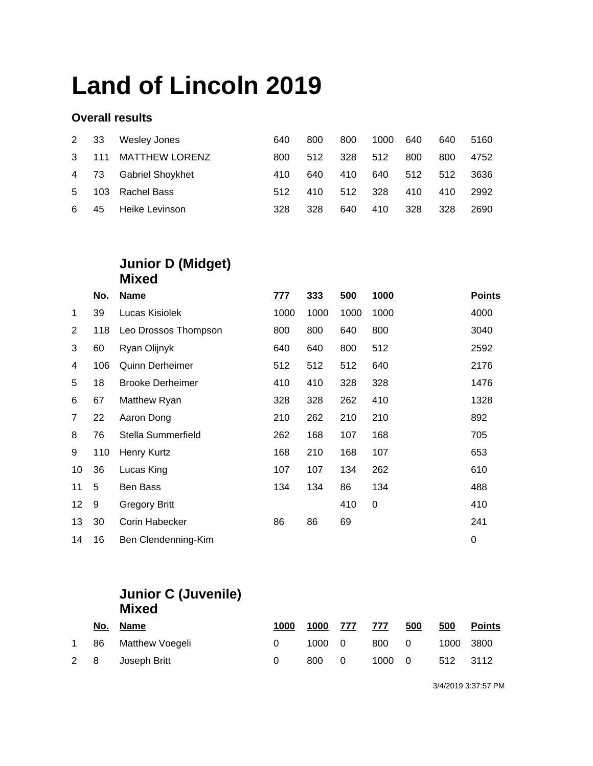# Land of Lincoln 2019

### Overall results

| | | | | | | | | | |
|---|---|---|---|---|---|---|---|---|---|
| 2 | 33 | Wesley Jones | 640 | 800 | 800 | 1000 | 640 | 640 | 5160 |
| 3 | 111 | MATTHEW LORENZ | 800 | 512 | 328 | 512 | 800 | 800 | 4752 |
| 4 | 73 | Gabriel Shoykhet | 410 | 640 | 410 | 640 | 512 | 512 | 3636 |
| 5 | 103 | Rachel Bass | 512 | 410 | 512 | 328 | 410 | 410 | 2992 |
| 6 | 45 | Heike Levinson | 328 | 328 | 640 | 410 | 328 | 328 | 2690 |

## Junior D (Midget) Mixed

| | No. | Name | 777 | 333 | 500 | 1000 | | | Points |
|---|---|---|---|---|---|---|---|---|---|
| 1 | 39 | Lucas Kisiolek | 1000 | 1000 | 1000 | 1000 | | | 4000 |
| 2 | 118 | Leo Drossos Thompson | 800 | 800 | 640 | 800 | | | 3040 |
| 3 | 60 | Ryan Olijnyk | 640 | 640 | 800 | 512 | | | 2592 |
| 4 | 106 | Quinn Derheimer | 512 | 512 | 512 | 640 | | | 2176 |
| 5 | 18 | Brooke Derheimer | 410 | 410 | 328 | 328 | | | 1476 |
| 6 | 67 | Matthew Ryan | 328 | 328 | 262 | 410 | | | 1328 |
| 7 | 22 | Aaron Dong | 210 | 262 | 210 | 210 | | | 892 |
| 8 | 76 | Stella Summerfield | 262 | 168 | 107 | 168 | | | 705 |
| 9 | 110 | Henry Kurtz | 168 | 210 | 168 | 107 | | | 653 |
| 10 | 36 | Lucas King | 107 | 107 | 134 | 262 | | | 610 |
| 11 | 5 | Ben Bass | 134 | 134 | 86 | 134 | | | 488 |
| 12 | 9 | Gregory Britt | | | 410 | 0 | | | 410 |
| 13 | 30 | Corin Habecker | 86 | 86 | 69 | | | | 241 |
| 14 | 16 | Ben Clendenning-Kim | | | | | | | 0 |

## Junior C (Juvenile) Mixed

| | No. | Name | 1000 | 1000 | 777 | 777 | 500 | 500 | Points |
|---|---|---|---|---|---|---|---|---|---|
| 1 | 86 | Matthew Voegeli | 0 | 1000 | 0 | 800 | 0 | 1000 | 3800 |
| 2 | 8 | Joseph Britt | 0 | 800 | 0 | 1000 | 0 | 512 | 3112 |

3/4/2019 3:37:57 PM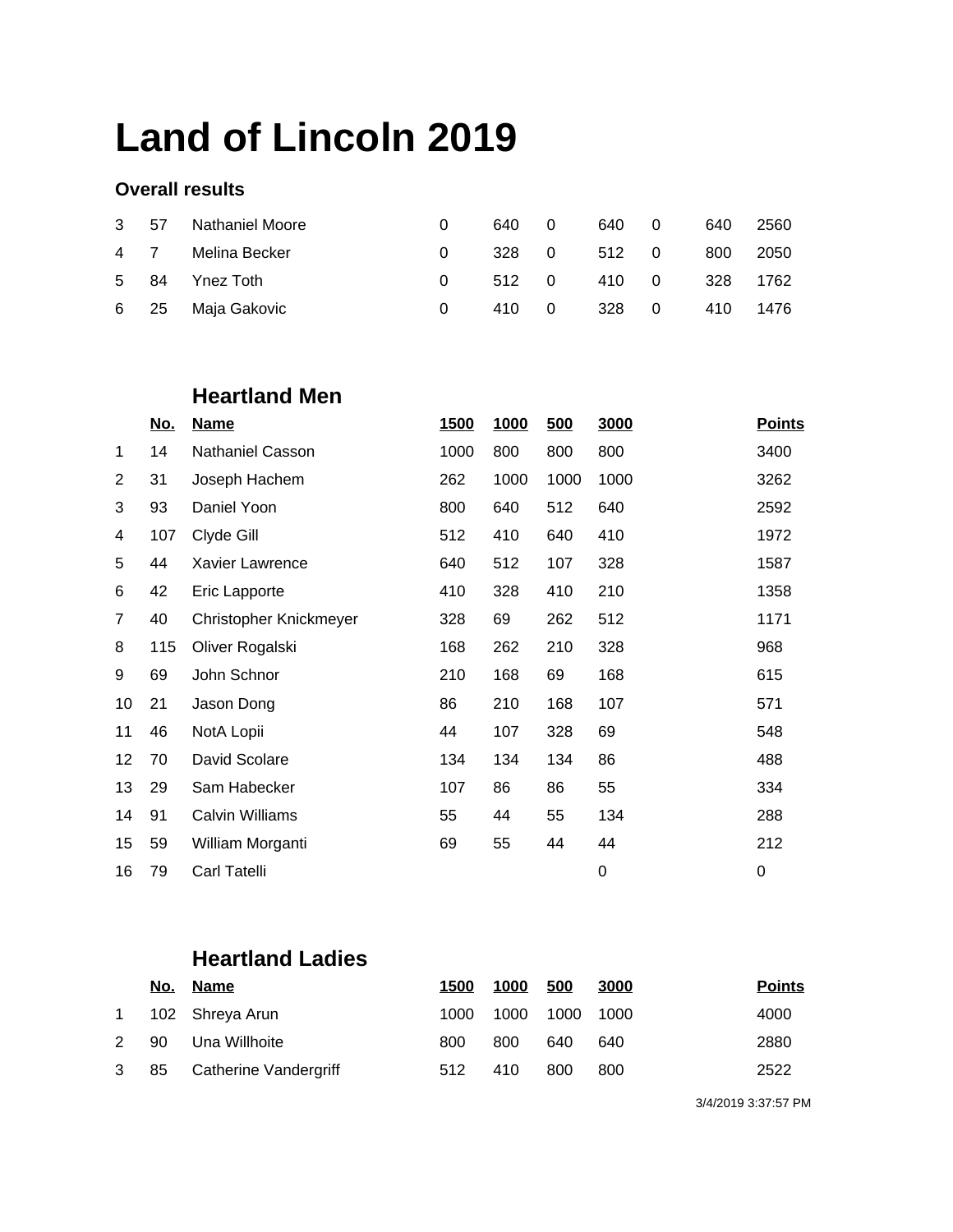# Land of Lincoln 2019

### Overall results

| | | | | | | | | | |
|---|---|---|---|---|---|---|---|---|---|
| 3 | 57 | Nathaniel Moore | 0 | 640 | 0 | 640 | 0 | 640 | 2560 |
| 4 | 7 | Melina Becker | 0 | 328 | 0 | 512 | 0 | 800 | 2050 |
| 5 | 84 | Ynez Toth | 0 | 512 | 0 | 410 | 0 | 328 | 1762 |
| 6 | 25 | Maja Gakovic | 0 | 410 | 0 | 328 | 0 | 410 | 1476 |

## Heartland Men

| | No. | Name | 1500 | 1000 | 500 | 3000 | Points |
|---|---|---|---|---|---|---|---|
| 1 | 14 | Nathaniel Casson | 1000 | 800 | 800 | 800 | 3400 |
| 2 | 31 | Joseph Hachem | 262 | 1000 | 1000 | 1000 | 3262 |
| 3 | 93 | Daniel Yoon | 800 | 640 | 512 | 640 | 2592 |
| 4 | 107 | Clyde Gill | 512 | 410 | 640 | 410 | 1972 |
| 5 | 44 | Xavier Lawrence | 640 | 512 | 107 | 328 | 1587 |
| 6 | 42 | Eric Lapporte | 410 | 328 | 410 | 210 | 1358 |
| 7 | 40 | Christopher Knickmeyer | 328 | 69 | 262 | 512 | 1171 |
| 8 | 115 | Oliver Rogalski | 168 | 262 | 210 | 328 | 968 |
| 9 | 69 | John Schnor | 210 | 168 | 69 | 168 | 615 |
| 10 | 21 | Jason Dong | 86 | 210 | 168 | 107 | 571 |
| 11 | 46 | NotA Lopii | 44 | 107 | 328 | 69 | 548 |
| 12 | 70 | David Scolare | 134 | 134 | 134 | 86 | 488 |
| 13 | 29 | Sam Habecker | 107 | 86 | 86 | 55 | 334 |
| 14 | 91 | Calvin Williams | 55 | 44 | 55 | 134 | 288 |
| 15 | 59 | William Morganti | 69 | 55 | 44 | 44 | 212 |
| 16 | 79 | Carl Tatelli | | | | 0 | 0 |

## Heartland Ladies

| | No. | Name | 1500 | 1000 | 500 | 3000 | Points |
|---|---|---|---|---|---|---|---|
| 1 | 102 | Shreya Arun | 1000 | 1000 | 1000 | 1000 | 4000 |
| 2 | 90 | Una Willhoite | 800 | 800 | 640 | 640 | 2880 |
| 3 | 85 | Catherine Vandergriff | 512 | 410 | 800 | 800 | 2522 |

3/4/2019 3:37:57 PM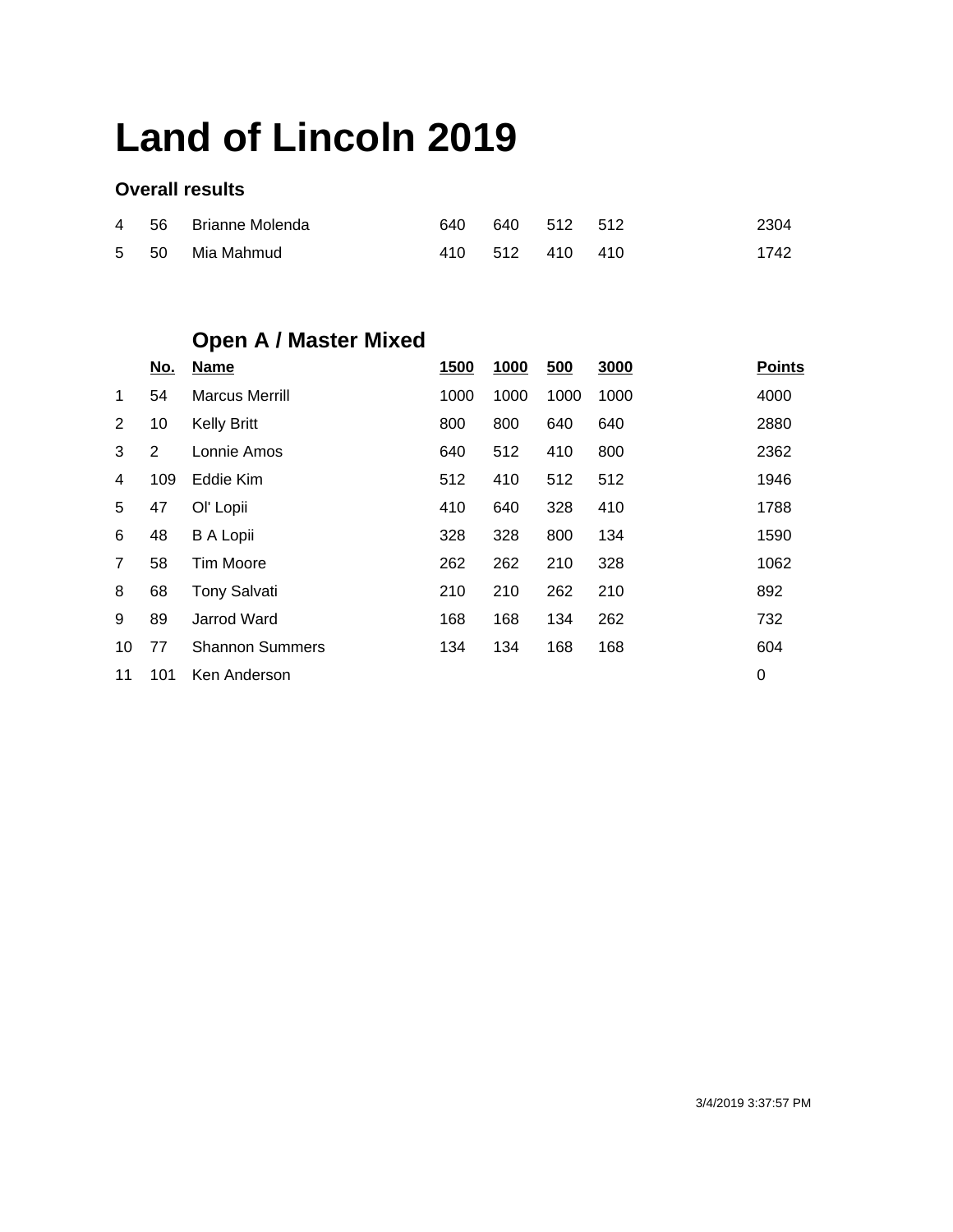# Land of Lincoln 2019

### Overall results

| | | | | | | | |
|---|---|---|---|---|---|---|---|
| 4 | 56 | Brianne Molenda | 640 | 640 | 512 | 512 | 2304 |
| 5 | 50 | Mia Mahmud | 410 | 512 | 410 | 410 | 1742 |

## Open A / Master Mixed

| | No. | Name | 1500 | 1000 | 500 | 3000 | Points |
|---|---|---|---|---|---|---|---|
| 1 | 54 | Marcus Merrill | 1000 | 1000 | 1000 | 1000 | 4000 |
| 2 | 10 | Kelly Britt | 800 | 800 | 640 | 640 | 2880 |
| 3 | 2 | Lonnie Amos | 640 | 512 | 410 | 800 | 2362 |
| 4 | 109 | Eddie Kim | 512 | 410 | 512 | 512 | 1946 |
| 5 | 47 | Ol' Lopii | 410 | 640 | 328 | 410 | 1788 |
| 6 | 48 | B A Lopii | 328 | 328 | 800 | 134 | 1590 |
| 7 | 58 | Tim Moore | 262 | 262 | 210 | 328 | 1062 |
| 8 | 68 | Tony Salvati | 210 | 210 | 262 | 210 | 892 |
| 9 | 89 | Jarrod Ward | 168 | 168 | 134 | 262 | 732 |
| 10 | 77 | Shannon Summers | 134 | 134 | 168 | 168 | 604 |
| 11 | 101 | Ken Anderson | | | | | 0 |

3/4/2019 3:37:57 PM